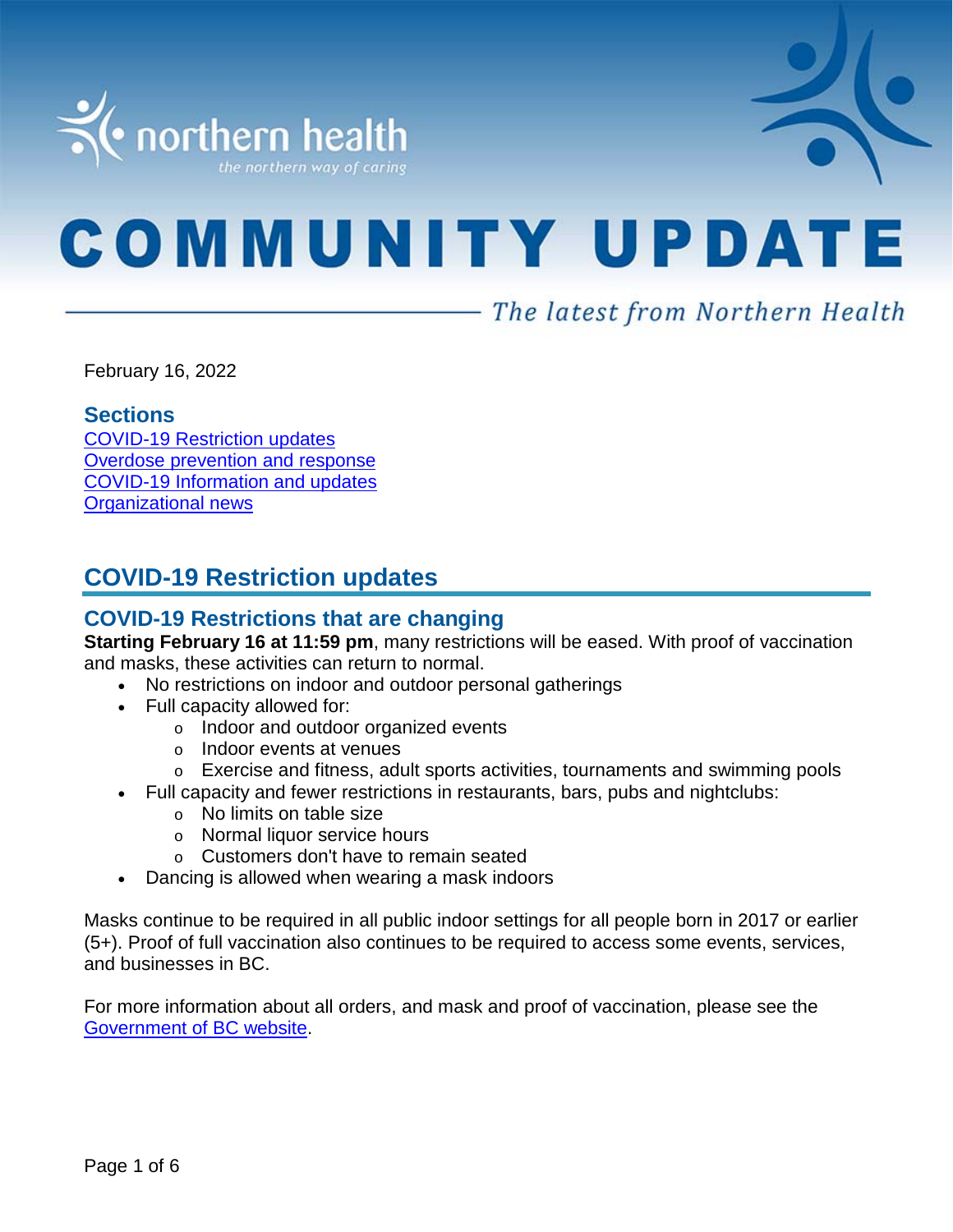# COMMUNITY UPDATE

*The latest from Northern Health*

February 16, 2022

### Sections

[COVID-19 Restriction updates](#)
[Overdose prevention and response](#)
[COVID-19 Information and updates](#)
[Organizational news](#)

## COVID-19 Restriction updates

### COVID-19 Restrictions that are changing

**Starting February 16 at 11:59 pm**, many restrictions will be eased. With proof of vaccination and masks, these activities can return to normal.

- No restrictions on indoor and outdoor personal gatherings
- Full capacity allowed for:
  - Indoor and outdoor organized events
  - Indoor events at venues
  - Exercise and fitness, adult sports activities, tournaments and swimming pools
- Full capacity and fewer restrictions in restaurants, bars, pubs and nightclubs:
  - No limits on table size
  - Normal liquor service hours
  - Customers don't have to remain seated
- Dancing is allowed when wearing a mask indoors

Masks continue to be required in all public indoor settings for all people born in 2017 or earlier (5+). Proof of full vaccination also continues to be required to access some events, services, and businesses in BC.

For more information about all orders, and mask and proof of vaccination, please see the [Government of BC website](#).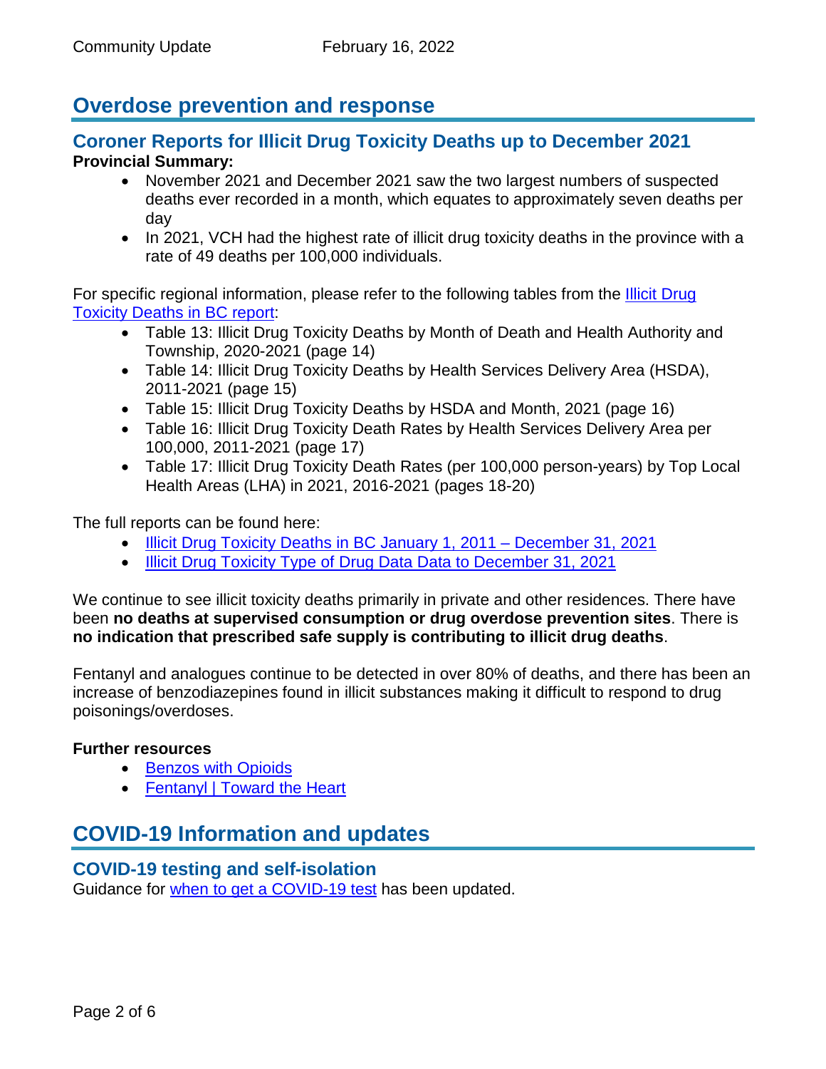# Overdose prevention and response

## Coroner Reports for Illicit Drug Toxicity Deaths up to December 2021

**Provincial Summary:**

- November 2021 and December 2021 saw the two largest numbers of suspected deaths ever recorded in a month, which equates to approximately seven deaths per day
- In 2021, VCH had the highest rate of illicit drug toxicity deaths in the province with a rate of 49 deaths per 100,000 individuals.

For specific regional information, please refer to the following tables from the Illicit Drug Toxicity Deaths in BC report:

- Table 13: Illicit Drug Toxicity Deaths by Month of Death and Health Authority and Township, 2020-2021 (page 14)
- Table 14: Illicit Drug Toxicity Deaths by Health Services Delivery Area (HSDA), 2011-2021 (page 15)
- Table 15: Illicit Drug Toxicity Deaths by HSDA and Month, 2021 (page 16)
- Table 16: Illicit Drug Toxicity Death Rates by Health Services Delivery Area per 100,000, 2011-2021 (page 17)
- Table 17: Illicit Drug Toxicity Death Rates (per 100,000 person-years) by Top Local Health Areas (LHA) in 2021, 2016-2021 (pages 18-20)

The full reports can be found here:

- Illicit Drug Toxicity Deaths in BC January 1, 2011 – December 31, 2021
- Illicit Drug Toxicity Type of Drug Data Data to December 31, 2021

We continue to see illicit toxicity deaths primarily in private and other residences. There have been **no deaths at supervised consumption or drug overdose prevention sites**. There is **no indication that prescribed safe supply is contributing to illicit drug deaths**.

Fentanyl and analogues continue to be detected in over 80% of deaths, and there has been an increase of benzodiazepines found in illicit substances making it difficult to respond to drug poisonings/overdoses.

**Further resources**

- Benzos with Opioids
- Fentanyl | Toward the Heart

# COVID-19 Information and updates

## COVID-19 testing and self-isolation

Guidance for when to get a COVID-19 test has been updated.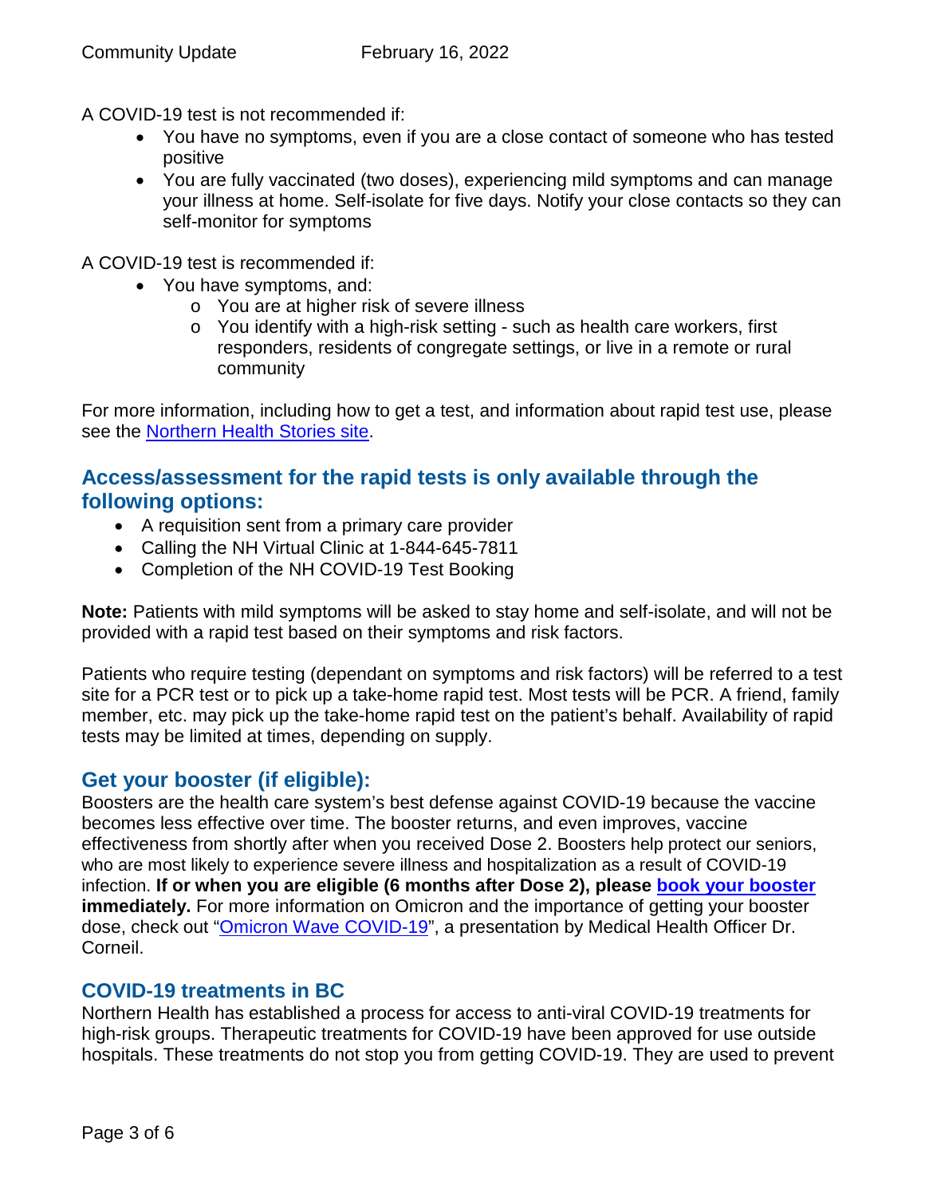A COVID-19 test is not recommended if:

- You have no symptoms, even if you are a close contact of someone who has tested positive
- You are fully vaccinated (two doses), experiencing mild symptoms and can manage your illness at home. Self-isolate for five days. Notify your close contacts so they can self-monitor for symptoms

A COVID-19 test is recommended if:

- You have symptoms, and:
  - You are at higher risk of severe illness
  - You identify with a high-risk setting - such as health care workers, first responders, residents of congregate settings, or live in a remote or rural community

For more information, including how to get a test, and information about rapid test use, please see the [Northern Health Stories site](#).

## Access/assessment for the rapid tests is only available through the following options:

- A requisition sent from a primary care provider
- Calling the NH Virtual Clinic at 1-844-645-7811
- Completion of the NH COVID-19 Test Booking

**Note:** Patients with mild symptoms will be asked to stay home and self-isolate, and will not be provided with a rapid test based on their symptoms and risk factors.

Patients who require testing (dependant on symptoms and risk factors) will be referred to a test site for a PCR test or to pick up a take-home rapid test. Most tests will be PCR. A friend, family member, etc. may pick up the take-home rapid test on the patient's behalf. Availability of rapid tests may be limited at times, depending on supply.

## Get your booster (if eligible):

Boosters are the health care system's best defense against COVID-19 because the vaccine becomes less effective over time. The booster returns, and even improves, vaccine effectiveness from shortly after when you received Dose 2. Boosters help protect our seniors, who are most likely to experience severe illness and hospitalization as a result of COVID-19 infection. **If or when you are eligible (6 months after Dose 2), please [book your booster](#) immediately.** For more information on Omicron and the importance of getting your booster dose, check out "[Omicron Wave COVID-19](#)", a presentation by Medical Health Officer Dr. Corneil.

## COVID-19 treatments in BC

Northern Health has established a process for access to anti-viral COVID-19 treatments for high-risk groups. Therapeutic treatments for COVID-19 have been approved for use outside hospitals. These treatments do not stop you from getting COVID-19. They are used to prevent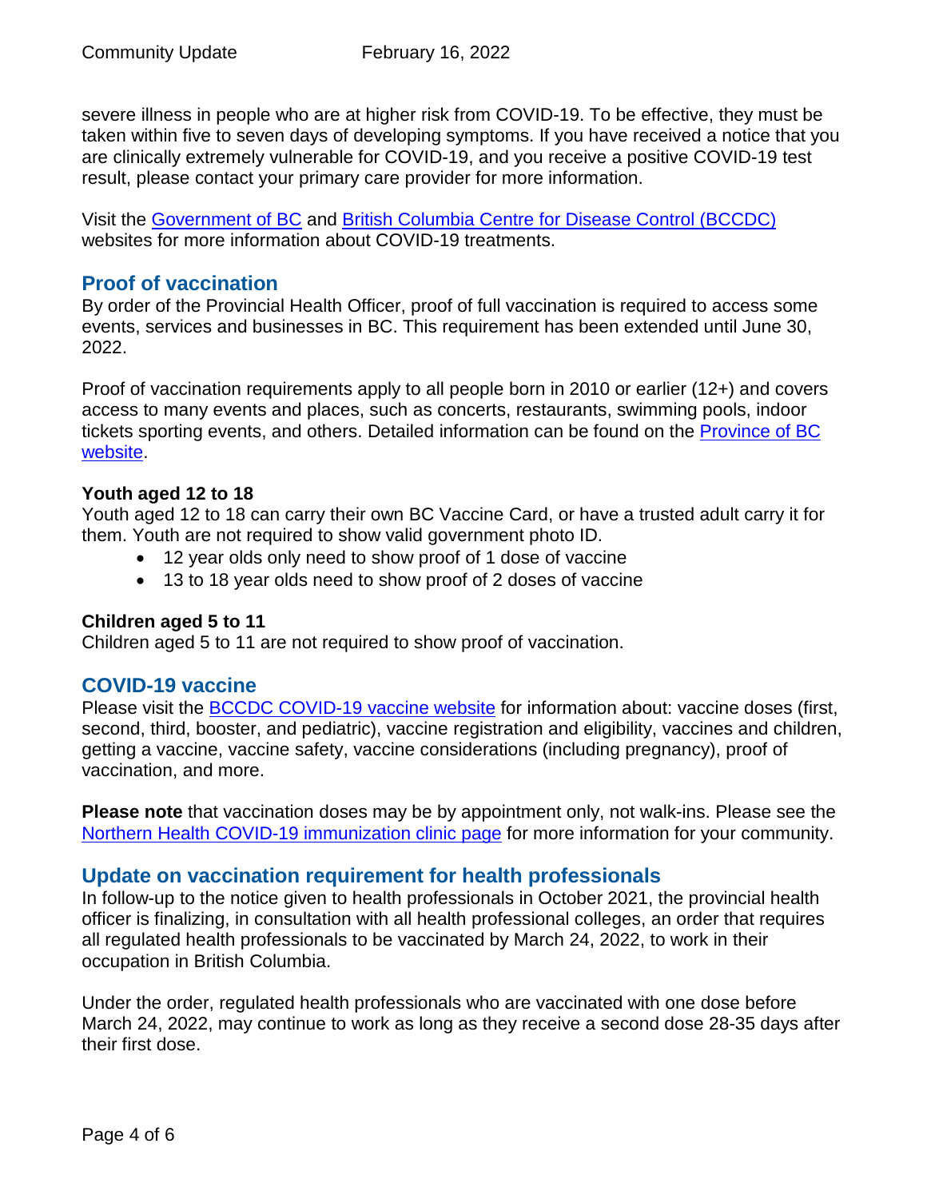severe illness in people who are at higher risk from COVID-19. To be effective, they must be taken within five to seven days of developing symptoms. If you have received a notice that you are clinically extremely vulnerable for COVID-19, and you receive a positive COVID-19 test result, please contact your primary care provider for more information.

Visit the Government of BC and British Columbia Centre for Disease Control (BCCDC) websites for more information about COVID-19 treatments.

## Proof of vaccination

By order of the Provincial Health Officer, proof of full vaccination is required to access some events, services and businesses in BC. This requirement has been extended until June 30, 2022.

Proof of vaccination requirements apply to all people born in 2010 or earlier (12+) and covers access to many events and places, such as concerts, restaurants, swimming pools, indoor tickets sporting events, and others. Detailed information can be found on the Province of BC website.

**Youth aged 12 to 18**

Youth aged 12 to 18 can carry their own BC Vaccine Card, or have a trusted adult carry it for them. Youth are not required to show valid government photo ID.

- 12 year olds only need to show proof of 1 dose of vaccine
- 13 to 18 year olds need to show proof of 2 doses of vaccine

**Children aged 5 to 11**

Children aged 5 to 11 are not required to show proof of vaccination.

## COVID-19 vaccine

Please visit the BCCDC COVID-19 vaccine website for information about: vaccine doses (first, second, third, booster, and pediatric), vaccine registration and eligibility, vaccines and children, getting a vaccine, vaccine safety, vaccine considerations (including pregnancy), proof of vaccination, and more.

**Please note** that vaccination doses may be by appointment only, not walk-ins. Please see the Northern Health COVID-19 immunization clinic page for more information for your community.

## Update on vaccination requirement for health professionals

In follow-up to the notice given to health professionals in October 2021, the provincial health officer is finalizing, in consultation with all health professional colleges, an order that requires all regulated health professionals to be vaccinated by March 24, 2022, to work in their occupation in British Columbia.

Under the order, regulated health professionals who are vaccinated with one dose before March 24, 2022, may continue to work as long as they receive a second dose 28-35 days after their first dose.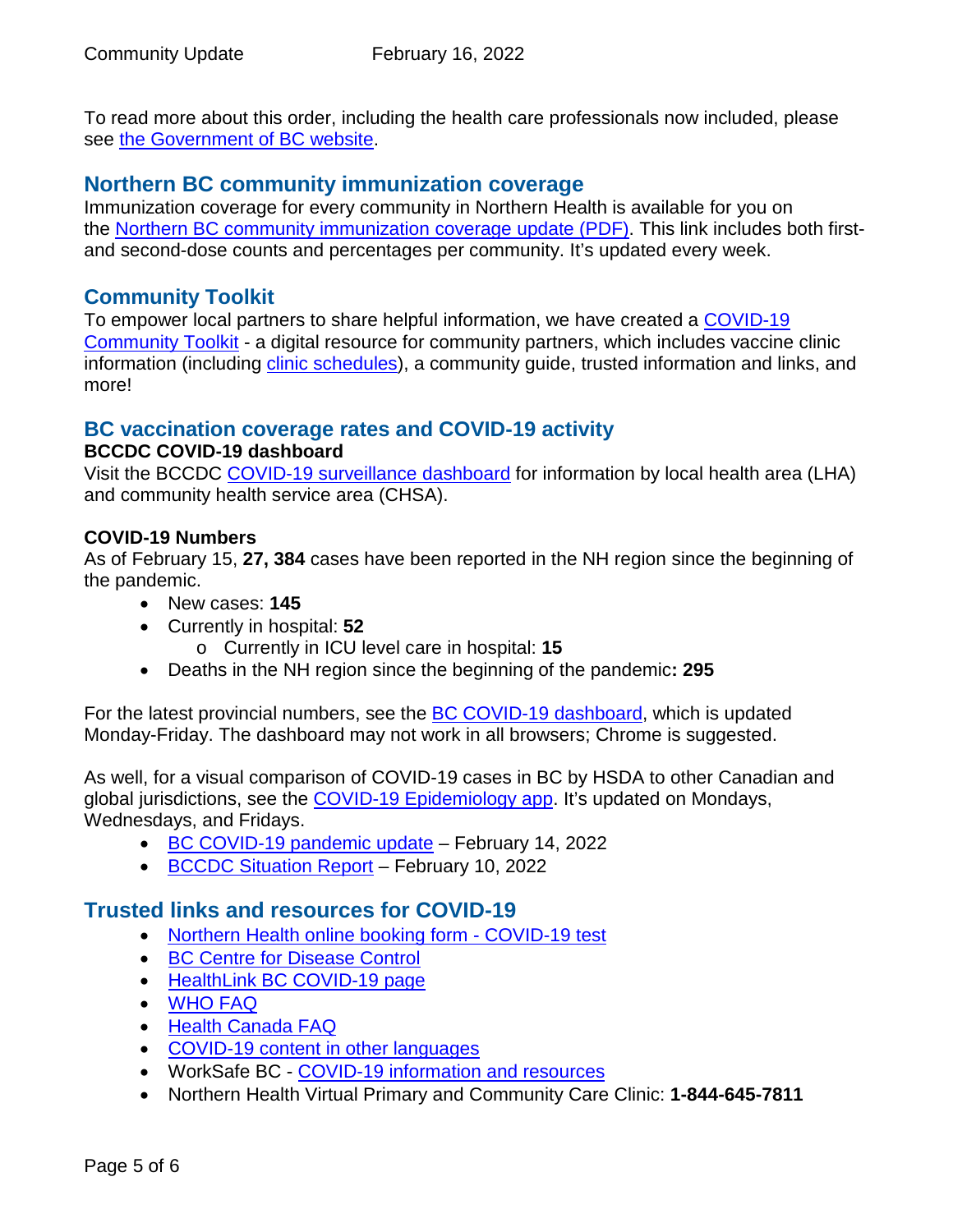To read more about this order, including the health care professionals now included, please see the Government of BC website.

## Northern BC community immunization coverage

Immunization coverage for every community in Northern Health is available for you on the Northern BC community immunization coverage update (PDF). This link includes both first- and second-dose counts and percentages per community. It's updated every week.

## Community Toolkit

To empower local partners to share helpful information, we have created a COVID-19 Community Toolkit - a digital resource for community partners, which includes vaccine clinic information (including clinic schedules), a community guide, trusted information and links, and more!

## BC vaccination coverage rates and COVID-19 activity

### BCCDC COVID-19 dashboard

Visit the BCCDC COVID-19 surveillance dashboard for information by local health area (LHA) and community health service area (CHSA).

### COVID-19 Numbers

As of February 15, **27, 384** cases have been reported in the NH region since the beginning of the pandemic.

- New cases: **145**
- Currently in hospital: **52**
  - Currently in ICU level care in hospital: **15**
- Deaths in the NH region since the beginning of the pandemic**: 295**

For the latest provincial numbers, see the BC COVID-19 dashboard, which is updated Monday-Friday. The dashboard may not work in all browsers; Chrome is suggested.

As well, for a visual comparison of COVID-19 cases in BC by HSDA to other Canadian and global jurisdictions, see the COVID-19 Epidemiology app. It's updated on Mondays, Wednesdays, and Fridays.

- BC COVID-19 pandemic update – February 14, 2022
- BCCDC Situation Report – February 10, 2022

## Trusted links and resources for COVID-19

- Northern Health online booking form - COVID-19 test
- BC Centre for Disease Control
- HealthLink BC COVID-19 page
- WHO FAQ
- Health Canada FAQ
- COVID-19 content in other languages
- WorkSafe BC - COVID-19 information and resources
- Northern Health Virtual Primary and Community Care Clinic: **1-844-645-7811**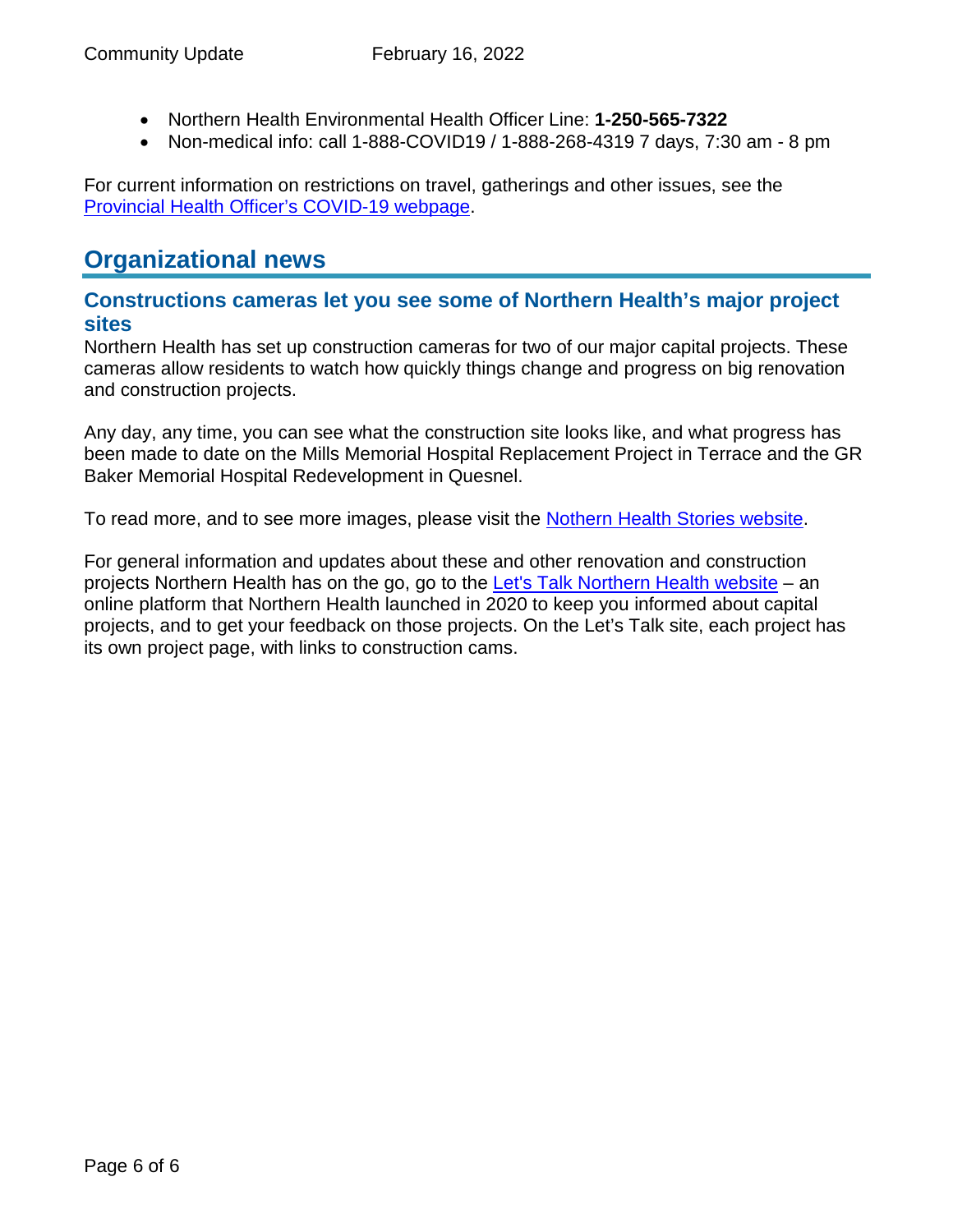- Northern Health Environmental Health Officer Line: **1-250-565-7322**
- Non-medical info: call 1-888-COVID19 / 1-888-268-4319 7 days, 7:30 am - 8 pm

For current information on restrictions on travel, gatherings and other issues, see the Provincial Health Officer's COVID-19 webpage.

## Organizational news

### Constructions cameras let you see some of Northern Health's major project sites

Northern Health has set up construction cameras for two of our major capital projects. These cameras allow residents to watch how quickly things change and progress on big renovation and construction projects.

Any day, any time, you can see what the construction site looks like, and what progress has been made to date on the Mills Memorial Hospital Replacement Project in Terrace and the GR Baker Memorial Hospital Redevelopment in Quesnel.

To read more, and to see more images, please visit the Nothern Health Stories website.

For general information and updates about these and other renovation and construction projects Northern Health has on the go, go to the Let's Talk Northern Health website – an online platform that Northern Health launched in 2020 to keep you informed about capital projects, and to get your feedback on those projects. On the Let's Talk site, each project has its own project page, with links to construction cams.